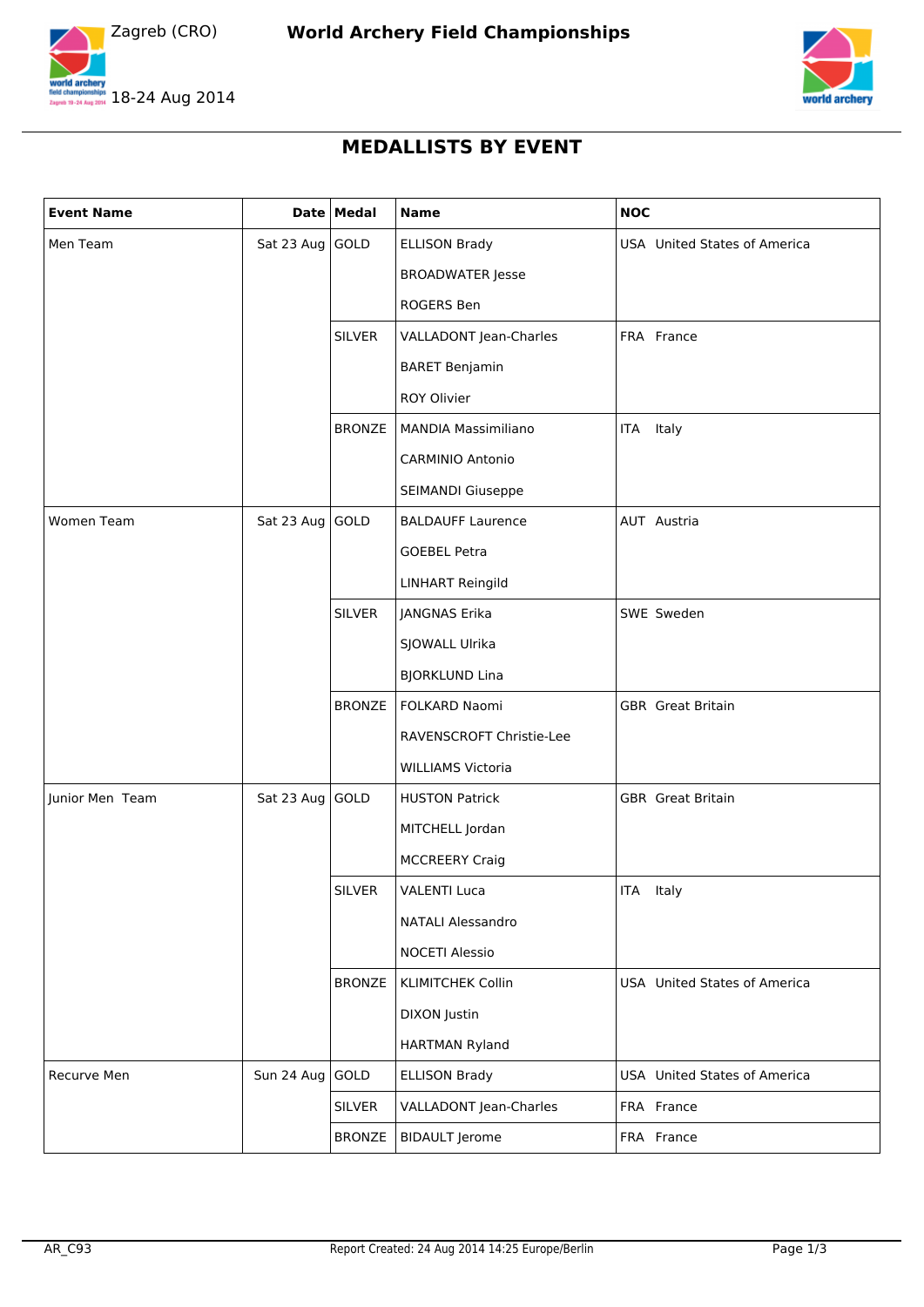Zagreb (CRO)

# World Archery Field Championships

18-24 Aug 2014

## MEDALLISTS BY EVENT

| Event Name | Date | Medal | Name | NOC |
|---|---|---|---|---|
| Men Team | Sat 23 Aug | GOLD | ELLISON Brady<br>BROADWATER Jesse<br>ROGERS Ben | USA United States of America |
| | | SILVER | VALLADONT Jean-Charles<br>BARET Benjamin<br>ROY Olivier | FRA France |
| | | BRONZE | MANDIA Massimiliano<br>CARMINIO Antonio<br>SEIMANDI Giuseppe | ITA Italy |
| Women Team | Sat 23 Aug | GOLD | BALDAUFF Laurence<br>GOEBEL Petra<br>LINHART Reingild | AUT Austria |
| | | SILVER | JANGNAS Erika<br>SJOWALL Ulrika<br>BJORKLUND Lina | SWE Sweden |
| | | BRONZE | FOLKARD Naomi<br>RAVENSCROFT Christie-Lee<br>WILLIAMS Victoria | GBR Great Britain |
| Junior Men Team | Sat 23 Aug | GOLD | HUSTON Patrick<br>MITCHELL Jordan<br>MCCREERY Craig | GBR Great Britain |
| | | SILVER | VALENTI Luca<br>NATALI Alessandro<br>NOCETI Alessio | ITA Italy |
| | | BRONZE | KLIMITCHEK Collin<br>DIXON Justin<br>HARTMAN Ryland | USA United States of America |
| Recurve Men | Sun 24 Aug | GOLD | ELLISON Brady | USA United States of America |
| | | SILVER | VALLADONT Jean-Charles | FRA France |
| | | BRONZE | BIDAULT Jerome | FRA France |

AR_C93 Report Created: 24 Aug 2014 14:25 Europe/Berlin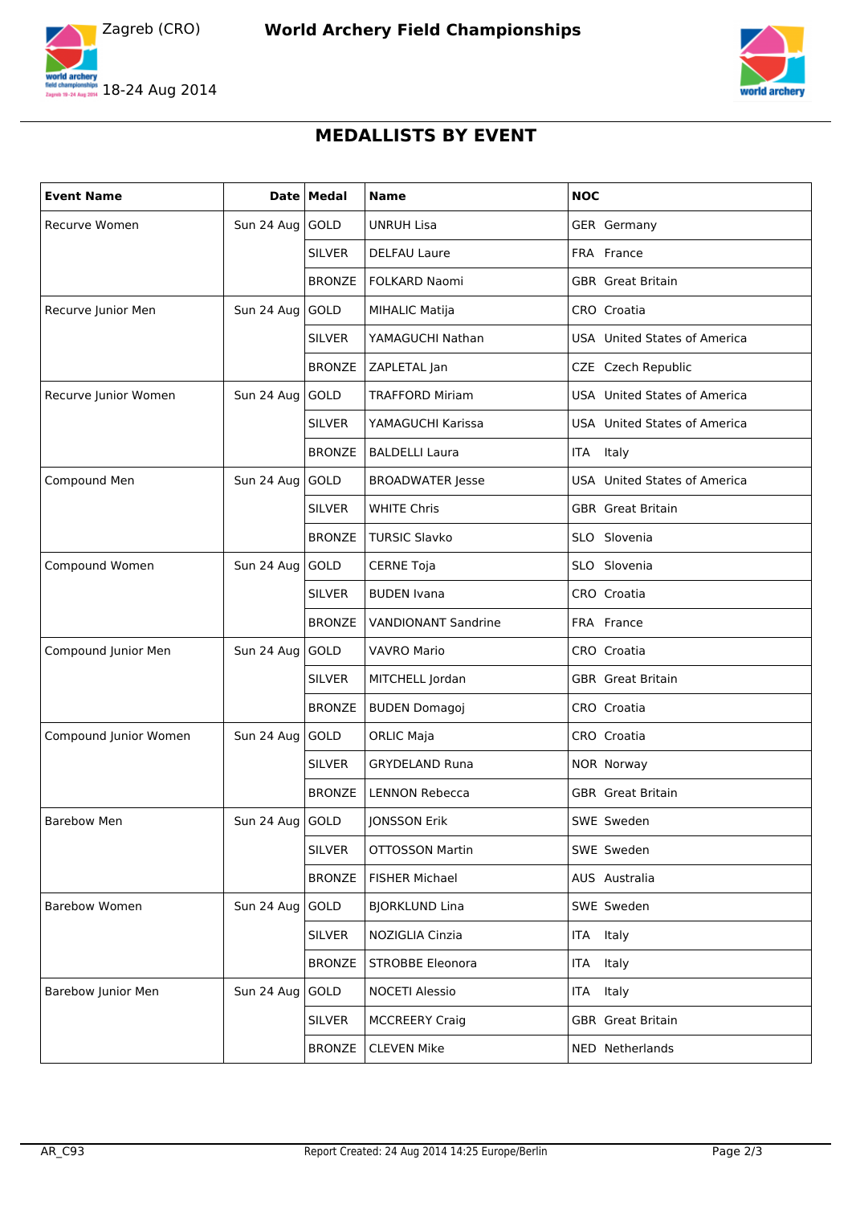## MEDALLISTS BY EVENT

| Event Name | Date | Medal | Name | NOC |
|---|---|---|---|---|
| Recurve Women | Sun 24 Aug | GOLD | UNRUH Lisa | GER Germany |
| | | SILVER | DELFAU Laure | FRA France |
| | | BRONZE | FOLKARD Naomi | GBR Great Britain |
| Recurve Junior Men | Sun 24 Aug | GOLD | MIHALIC Matija | CRO Croatia |
| | | SILVER | YAMAGUCHI Nathan | USA United States of America |
| | | BRONZE | ZAPLETAL Jan | CZE Czech Republic |
| Recurve Junior Women | Sun 24 Aug | GOLD | TRAFFORD Miriam | USA United States of America |
| | | SILVER | YAMAGUCHI Karissa | USA United States of America |
| | | BRONZE | BALDELLI Laura | ITA Italy |
| Compound Men | Sun 24 Aug | GOLD | BROADWATER Jesse | USA United States of America |
| | | SILVER | WHITE Chris | GBR Great Britain |
| | | BRONZE | TURSIC Slavko | SLO Slovenia |
| Compound Women | Sun 24 Aug | GOLD | CERNE Toja | SLO Slovenia |
| | | SILVER | BUDEN Ivana | CRO Croatia |
| | | BRONZE | VANDIONANT Sandrine | FRA France |
| Compound Junior Men | Sun 24 Aug | GOLD | VAVRO Mario | CRO Croatia |
| | | SILVER | MITCHELL Jordan | GBR Great Britain |
| | | BRONZE | BUDEN Domagoj | CRO Croatia |
| Compound Junior Women | Sun 24 Aug | GOLD | ORLIC Maja | CRO Croatia |
| | | SILVER | GRYDELAND Runa | NOR Norway |
| | | BRONZE | LENNON Rebecca | GBR Great Britain |
| Barebow Men | Sun 24 Aug | GOLD | JONSSON Erik | SWE Sweden |
| | | SILVER | OTTOSSON Martin | SWE Sweden |
| | | BRONZE | FISHER Michael | AUS Australia |
| Barebow Women | Sun 24 Aug | GOLD | BJORKLUND Lina | SWE Sweden |
| | | SILVER | NOZIGLIA Cinzia | ITA Italy |
| | | BRONZE | STROBBE Eleonora | ITA Italy |
| Barebow Junior Men | Sun 24 Aug | GOLD | NOCETI Alessio | ITA Italy |
| | | SILVER | MCCREERY Craig | GBR Great Britain |
| | | BRONZE | CLEVEN Mike | NED Netherlands |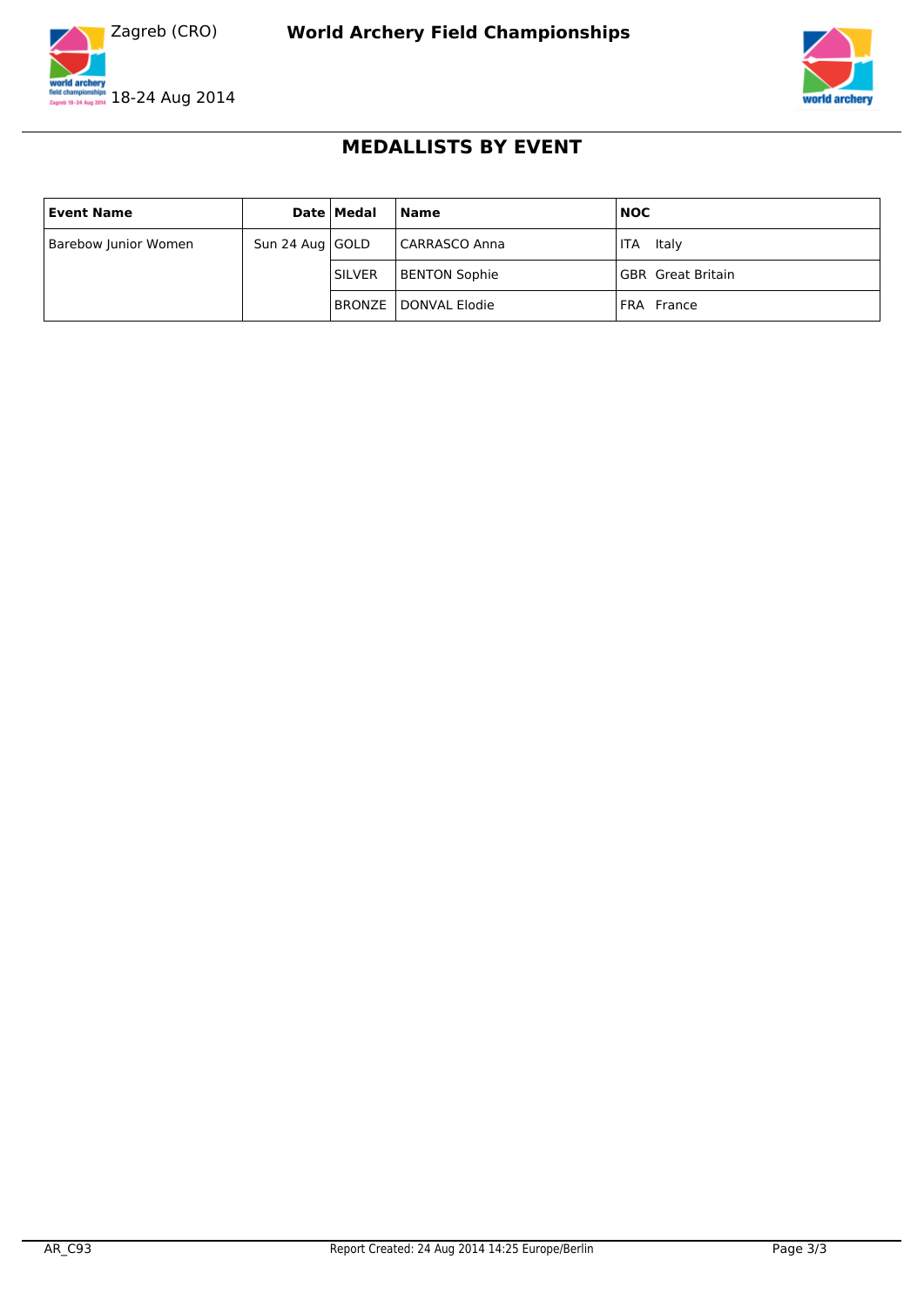# MEDALLISTS BY EVENT

| Event Name | Date | Medal | Name | NOC |
|---|---|---|---|---|
| Barebow Junior Women | Sun 24 Aug | GOLD | CARRASCO Anna | ITA Italy |
| | | SILVER | BENTON Sophie | GBR Great Britain |
| | | BRONZE | DONVAL Elodie | FRA France |